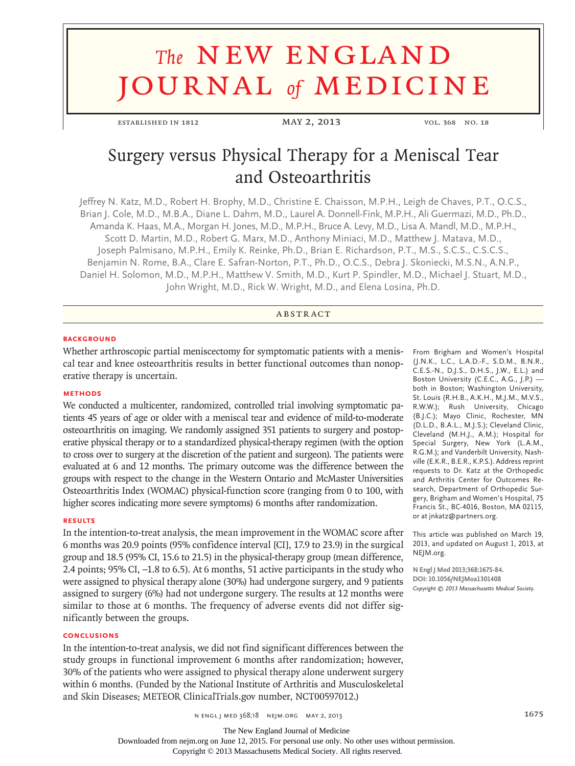# Surgery versus Physical Therapy for a Meniscal Tear and Osteoarthritis

Jeffrey N. Katz, M.D., Robert H. Brophy, M.D., Christine E. Chaisson, M.P.H., Leigh de Chaves, P.T., O.C.S., Brian J. Cole, M.D., M.B.A., Diane L. Dahm, M.D., Laurel A. Donnell-Fink, M.P.H., Ali Guermazi, M.D., Ph.D., Amanda K. Haas, M.A., Morgan H. Jones, M.D., M.P.H., Bruce A. Levy, M.D., Lisa A. Mandl, M.D., M.P.H., Scott D. Martin, M.D., Robert G. Marx, M.D., Anthony Miniaci, M.D., Matthew J. Matava, M.D., Joseph Palmisano, M.P.H., Emily K. Reinke, Ph.D., Brian E. Richardson, P.T., M.S., S.C.S., C.S.C.S., Benjamin N. Rome, B.A., Clare E. Safran-Norton, P.T., Ph.D., O.C.S., Debra J. Skoniecki, M.S.N., A.N.P., Daniel H. Solomon, M.D., M.P.H., Matthew V. Smith, M.D., Kurt P. Spindler, M.D., Michael J. Stuart, M.D., John Wright, M.D., Rick W. Wright, M.D., and Elena Losina, Ph.D.

## ABSTRACT

### BACKGROUND

Whether arthroscopic partial meniscectomy for symptomatic patients with a meniscal tear and knee osteoarthritis results in better functional outcomes than nonoperative therapy is uncertain.

### METHODS

We conducted a multicenter, randomized, controlled trial involving symptomatic patients 45 years of age or older with a meniscal tear and evidence of mild-to-moderate osteoarthritis on imaging. We randomly assigned 351 patients to surgery and postoperative physical therapy or to a standardized physical-therapy regimen (with the option to cross over to surgery at the discretion of the patient and surgeon). The patients were evaluated at 6 and 12 months. The primary outcome was the difference between the groups with respect to the change in the Western Ontario and McMaster Universities Osteoarthritis Index (WOMAC) physical-function score (ranging from 0 to 100, with higher scores indicating more severe symptoms) 6 months after randomization.

### RESULTS

In the intention-to-treat analysis, the mean improvement in the WOMAC score after 6 months was 20.9 points (95% confidence interval [CI], 17.9 to 23.9) in the surgical group and 18.5 (95% CI, 15.6 to 21.5) in the physical-therapy group (mean difference, 2.4 points; 95% CI, −1.8 to 6.5). At 6 months, 51 active participants in the study who were assigned to physical therapy alone (30%) had undergone surgery, and 9 patients assigned to surgery (6%) had not undergone surgery. The results at 12 months were similar to those at 6 months. The frequency of adverse events did not differ significantly between the groups.

### CONCLUSIONS

In the intention-to-treat analysis, we did not find significant differences between the study groups in functional improvement 6 months after randomization; however, 30% of the patients who were assigned to physical therapy alone underwent surgery within 6 months. (Funded by the National Institute of Arthritis and Musculoskeletal and Skin Diseases; METEOR ClinicalTrials.gov number, NCT00597012.)

From Brigham and Women's Hospital (J.N.K., L.C., L.A.D.-F., S.D.M., B.N.R., C.E.S.-N., D.J.S., D.H.S., J.W., E.L.) and Boston University (C.E.C., A.G., J.P.) — both in Boston; Washington University, St. Louis (R.H.B., A.K.H., M.J.M., M.V.S., R.W.W.); Rush University, Chicago (B.J.C.); Mayo Clinic, Rochester, MN (D.L.D., B.A.L., M.J.S.); Cleveland Clinic, Cleveland (M.H.J., A.M.); Hospital for Special Surgery, New York (L.A.M., R.G.M.); and Vanderbilt University, Nashville (E.K.R., B.E.R., K.P.S.). Address reprint requests to Dr. Katz at the Orthopedic and Arthritis Center for Outcomes Research, Department of Orthopedic Surgery, Brigham and Women's Hospital, 75 Francis St., BC-4016, Boston, MA 02115, or at jnkatz@partners.org.

This article was published on March 19, 2013, and updated on August 1, 2013, at NEJM.org.

**N Engl J Med 2013;368:1675-84.**
**DOI: 10.1056/NEJMoa1301408**
*Copyright © 2013 Massachusetts Medical Society.*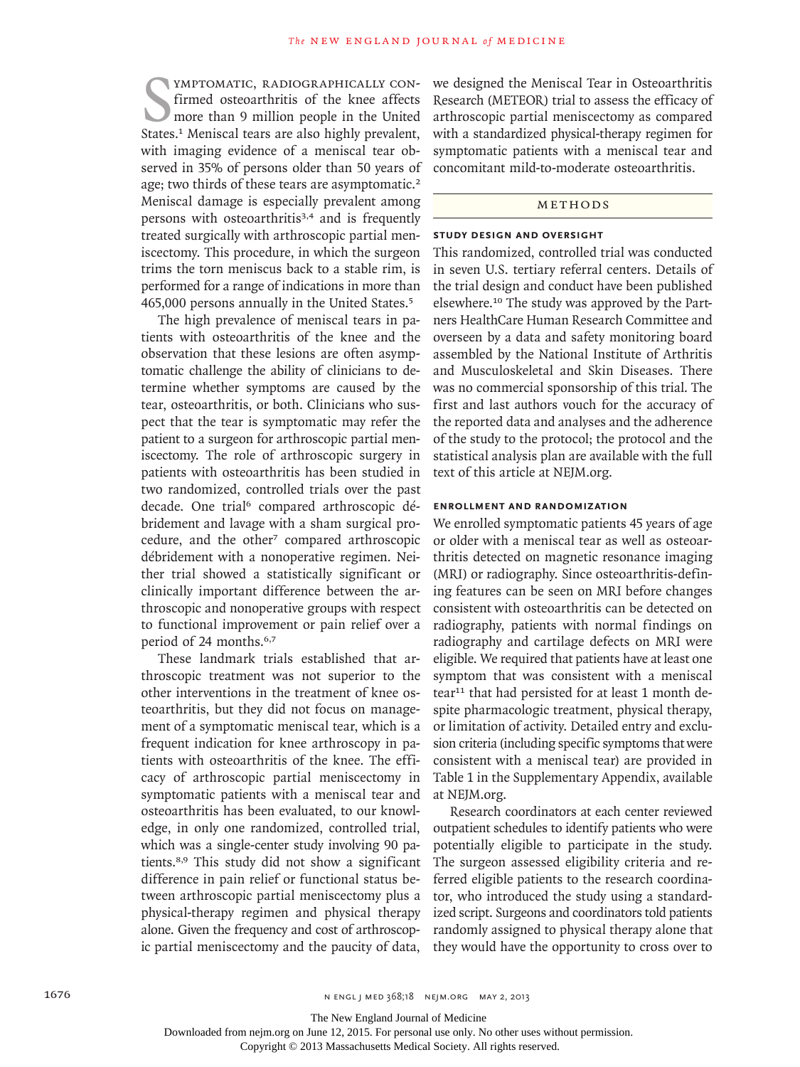Symptomatic, radiographically confirmed osteoarthritis of the knee affects more than 9 million people in the United States.[1] Meniscal tears are also highly prevalent, with imaging evidence of a meniscal tear observed in 35% of persons older than 50 years of age; two thirds of these tears are asymptomatic.[2] Meniscal damage is especially prevalent among persons with osteoarthritis[3,4] and is frequently treated surgically with arthroscopic partial meniscectomy. This procedure, in which the surgeon trims the torn meniscus back to a stable rim, is performed for a range of indications in more than 465,000 persons annually in the United States.[5]

The high prevalence of meniscal tears in patients with osteoarthritis of the knee and the observation that these lesions are often asymptomatic challenge the ability of clinicians to determine whether symptoms are caused by the tear, osteoarthritis, or both. Clinicians who suspect that the tear is symptomatic may refer the patient to a surgeon for arthroscopic partial meniscectomy. The role of arthroscopic surgery in patients with osteoarthritis has been studied in two randomized, controlled trials over the past decade. One trial[6] compared arthroscopic débridement and lavage with a sham surgical procedure, and the other[7] compared arthroscopic débridement with a nonoperative regimen. Neither trial showed a statistically significant or clinically important difference between the arthroscopic and nonoperative groups with respect to functional improvement or pain relief over a period of 24 months.[6,7]

These landmark trials established that arthroscopic treatment was not superior to the other interventions in the treatment of knee osteoarthritis, but they did not focus on management of a symptomatic meniscal tear, which is a frequent indication for knee arthroscopy in patients with osteoarthritis of the knee. The efficacy of arthroscopic partial meniscectomy in symptomatic patients with a meniscal tear and osteoarthritis has been evaluated, to our knowledge, in only one randomized, controlled trial, which was a single-center study involving 90 patients.[8,9] This study did not show a significant difference in pain relief or functional status between arthroscopic partial meniscectomy plus a physical-therapy regimen and physical therapy alone. Given the frequency and cost of arthroscopic partial meniscectomy and the paucity of data, we designed the Meniscal Tear in Osteoarthritis Research (METEOR) trial to assess the efficacy of arthroscopic partial meniscectomy as compared with a standardized physical-therapy regimen for symptomatic patients with a meniscal tear and concomitant mild-to-moderate osteoarthritis.

## Methods

### Study Design and Oversight

This randomized, controlled trial was conducted in seven U.S. tertiary referral centers. Details of the trial design and conduct have been published elsewhere.[10] The study was approved by the Partners HealthCare Human Research Committee and overseen by a data and safety monitoring board assembled by the National Institute of Arthritis and Musculoskeletal and Skin Diseases. There was no commercial sponsorship of this trial. The first and last authors vouch for the accuracy of the reported data and analyses and the adherence of the study to the protocol; the protocol and the statistical analysis plan are available with the full text of this article at NEJM.org.

### Enrollment and Randomization

We enrolled symptomatic patients 45 years of age or older with a meniscal tear as well as osteoarthritis detected on magnetic resonance imaging (MRI) or radiography. Since osteoarthritis-defining features can be seen on MRI before changes consistent with osteoarthritis can be detected on radiography, patients with normal findings on radiography and cartilage defects on MRI were eligible. We required that patients have at least one symptom that was consistent with a meniscal tear[11] that had persisted for at least 1 month despite pharmacologic treatment, physical therapy, or limitation of activity. Detailed entry and exclusion criteria (including specific symptoms that were consistent with a meniscal tear) are provided in Table 1 in the Supplementary Appendix, available at NEJM.org.

Research coordinators at each center reviewed outpatient schedules to identify patients who were potentially eligible to participate in the study. The surgeon assessed eligibility criteria and referred eligible patients to the research coordinator, who introduced the study using a standardized script. Surgeons and coordinators told patients randomly assigned to physical therapy alone that they would have the opportunity to cross over to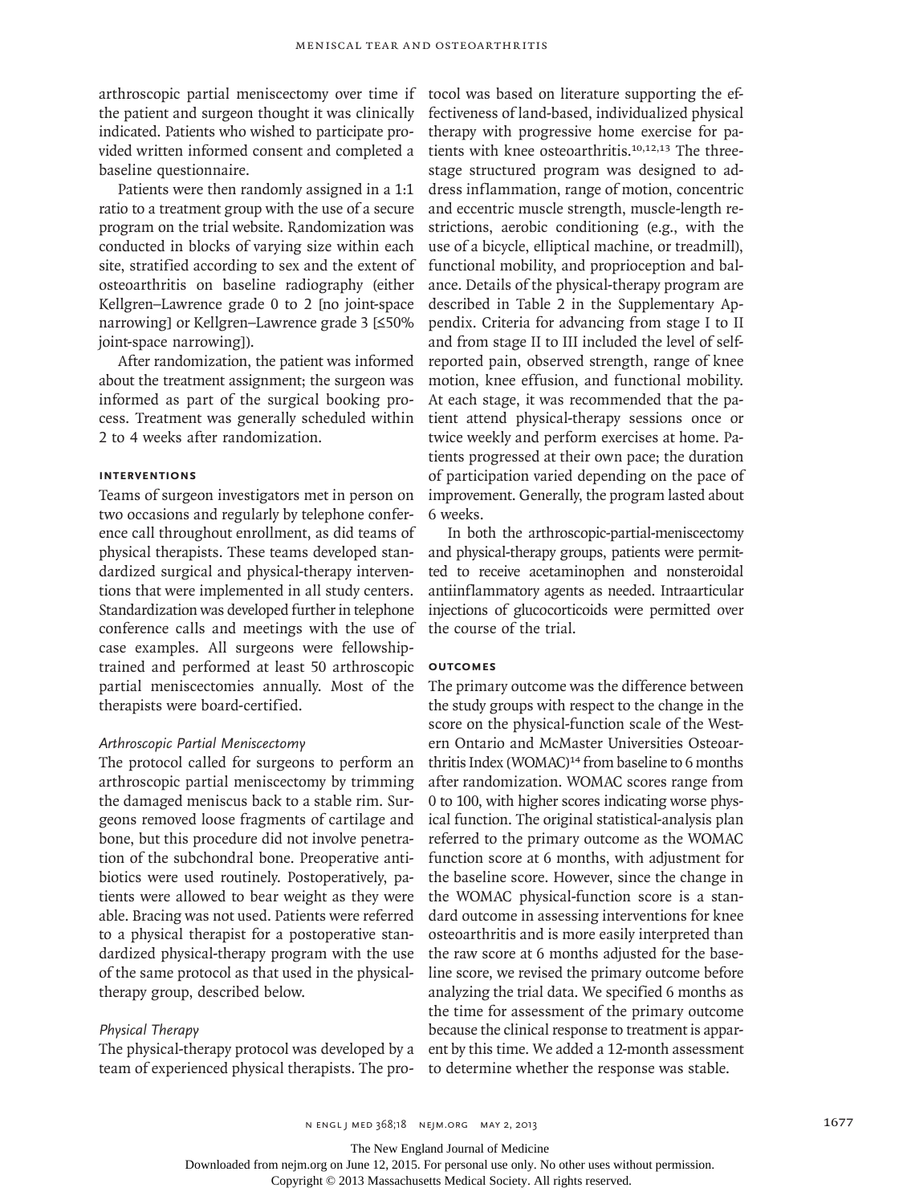arthroscopic partial meniscectomy over time if the patient and surgeon thought it was clinically indicated. Patients who wished to participate provided written informed consent and completed a baseline questionnaire.

Patients were then randomly assigned in a 1:1 ratio to a treatment group with the use of a secure program on the trial website. Randomization was conducted in blocks of varying size within each site, stratified according to sex and the extent of osteoarthritis on baseline radiography (either Kellgren–Lawrence grade 0 to 2 [no joint-space narrowing] or Kellgren–Lawrence grade 3 [≤50% joint-space narrowing]).

After randomization, the patient was informed about the treatment assignment; the surgeon was informed as part of the surgical booking process. Treatment was generally scheduled within 2 to 4 weeks after randomization.

## INTERVENTIONS

Teams of surgeon investigators met in person on two occasions and regularly by telephone conference call throughout enrollment, as did teams of physical therapists. These teams developed standardized surgical and physical-therapy interventions that were implemented in all study centers. Standardization was developed further in telephone conference calls and meetings with the use of case examples. All surgeons were fellowship-trained and performed at least 50 arthroscopic partial meniscectomies annually. Most of the therapists were board-certified.

### *Arthroscopic Partial Meniscectomy*

The protocol called for surgeons to perform an arthroscopic partial meniscectomy by trimming the damaged meniscus back to a stable rim. Surgeons removed loose fragments of cartilage and bone, but this procedure did not involve penetration of the subchondral bone. Preoperative antibiotics were used routinely. Postoperatively, patients were allowed to bear weight as they were able. Bracing was not used. Patients were referred to a physical therapist for a postoperative standardized physical-therapy program with the use of the same protocol as that used in the physical-therapy group, described below.

### *Physical Therapy*

The physical-therapy protocol was developed by a team of experienced physical therapists. The protocol was based on literature supporting the effectiveness of land-based, individualized physical therapy with progressive home exercise for patients with knee osteoarthritis.[10,12,13] The three-stage structured program was designed to address inflammation, range of motion, concentric and eccentric muscle strength, muscle-length restrictions, aerobic conditioning (e.g., with the use of a bicycle, elliptical machine, or treadmill), functional mobility, and proprioception and balance. Details of the physical-therapy program are described in Table 2 in the Supplementary Appendix. Criteria for advancing from stage I to II and from stage II to III included the level of self-reported pain, observed strength, range of knee motion, knee effusion, and functional mobility. At each stage, it was recommended that the patient attend physical-therapy sessions once or twice weekly and perform exercises at home. Patients progressed at their own pace; the duration of participation varied depending on the pace of improvement. Generally, the program lasted about 6 weeks.

In both the arthroscopic-partial-meniscectomy and physical-therapy groups, patients were permitted to receive acetaminophen and nonsteroidal antiinflammatory agents as needed. Intraarticular injections of glucocorticoids were permitted over the course of the trial.

## OUTCOMES

The primary outcome was the difference between the study groups with respect to the change in the score on the physical-function scale of the Western Ontario and McMaster Universities Osteoarthritis Index (WOMAC)[14] from baseline to 6 months after randomization. WOMAC scores range from 0 to 100, with higher scores indicating worse physical function. The original statistical-analysis plan referred to the primary outcome as the WOMAC function score at 6 months, with adjustment for the baseline score. However, since the change in the WOMAC physical-function score is a standard outcome in assessing interventions for knee osteoarthritis and is more easily interpreted than the raw score at 6 months adjusted for the baseline score, we revised the primary outcome before analyzing the trial data. We specified 6 months as the time for assessment of the primary outcome because the clinical response to treatment is apparent by this time. We added a 12-month assessment to determine whether the response was stable.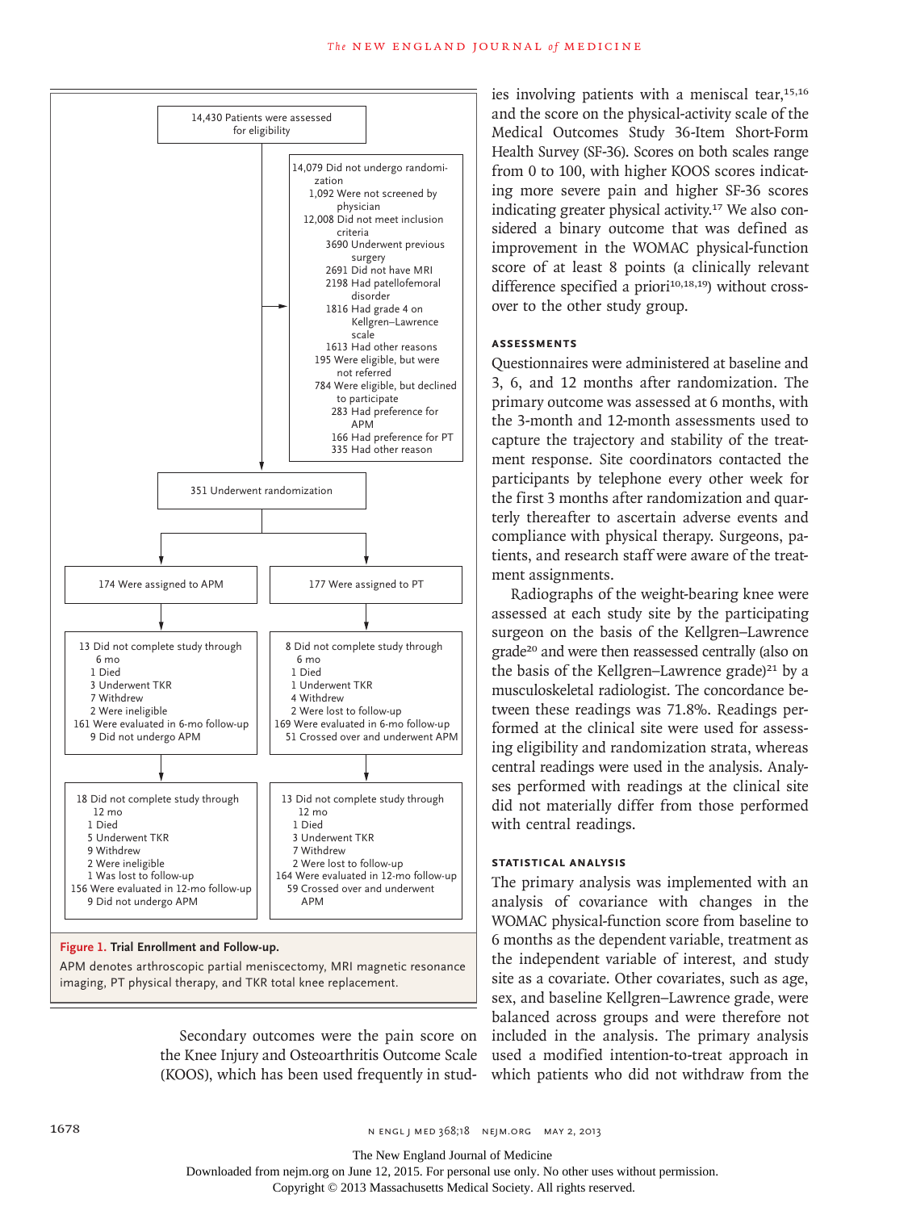14,430 Patients were assessed for eligibility

14,079 Did not undergo randomization
- 1,092 Were not screened by physician
- 12,008 Did not meet inclusion criteria
  - 3690 Underwent previous surgery
  - 2691 Did not have MRI
  - 2198 Had patellofemoral disorder
  - 1816 Had grade 4 on Kellgren–Lawrence scale
  - 1613 Had other reasons
- 195 Were eligible, but were not referred
- 784 Were eligible, but declined to participate
  - 283 Had preference for APM
  - 166 Had preference for PT
  - 335 Had other reason

351 Underwent randomization

| 174 Were assigned to APM | 177 Were assigned to PT |
|---|---|
| 13 Did not complete study through 6 mo<br>1 Died<br>3 Underwent TKR<br>7 Withdrew<br>2 Were ineligible<br>161 Were evaluated in 6-mo follow-up<br>9 Did not undergo APM | 8 Did not complete study through 6 mo<br>1 Died<br>1 Underwent TKR<br>4 Withdrew<br>2 Were lost to follow-up<br>169 Were evaluated in 6-mo follow-up<br>51 Crossed over and underwent APM |
| 18 Did not complete study through 12 mo<br>1 Died<br>5 Underwent TKR<br>9 Withdrew<br>2 Were ineligible<br>1 Was lost to follow-up<br>156 Were evaluated in 12-mo follow-up<br>9 Did not undergo APM | 13 Did not complete study through 12 mo<br>1 Died<br>3 Underwent TKR<br>7 Withdrew<br>2 Were lost to follow-up<br>164 Were evaluated in 12-mo follow-up<br>59 Crossed over and underwent APM |

**Figure 1. Trial Enrollment and Follow-up.**

APM denotes arthroscopic partial meniscectomy, MRI magnetic resonance imaging, PT physical therapy, and TKR total knee replacement.

Secondary outcomes were the pain score on the Knee Injury and Knee Osteoarthritis Outcome Scale (KOOS), which has been used frequently in studies involving patients with a meniscal tear,[15,16] and the score on the physical-activity scale of the Medical Outcomes Study 36-Item Short-Form Health Survey (SF-36). Scores on both scales range from 0 to 100, with higher KOOS scores indicating more severe pain and higher SF-36 scores indicating greater physical activity.[17] We also considered a binary outcome that was defined as improvement in the WOMAC physical-function score of at least 8 points (a clinically relevant difference specified a priori[10,18,19]) without crossover to the other study group.

### ASSESSMENTS

Questionnaires were administered at baseline and 3, 6, and 12 months after randomization. The primary outcome was assessed at 6 months, with the 3-month and 12-month assessments used to capture the trajectory and stability of the treatment response. Site coordinators contacted the participants by telephone every other week for the first 3 months after randomization and quarterly thereafter to ascertain adverse events and compliance with physical therapy. Surgeons, patients, and research staff were aware of the treatment assignments.

Radiographs of the weight-bearing knee were assessed at each study site by the participating surgeon on the basis of the Kellgren–Lawrence grade[20] and were then reassessed centrally (also on the basis of the Kellgren–Lawrence grade)[21] by a musculoskeletal radiologist. The concordance between these readings was 71.8%. Readings performed at the clinical site were used for assessing eligibility and randomization strata, whereas central readings were used in the analysis. Analyses performed with readings at the clinical site did not materially differ from those performed with central readings.

### STATISTICAL ANALYSIS

The primary analysis was implemented with an analysis of covariance with changes in the WOMAC physical-function score from baseline to 6 months as the dependent variable, treatment as the independent variable of interest, and study site as a covariate. Other covariates, such as age, sex, and baseline Kellgren–Lawrence grade, were balanced across groups and were therefore not included in the analysis. The primary analysis used a modified intention-to-treat approach in which patients who did not withdraw from the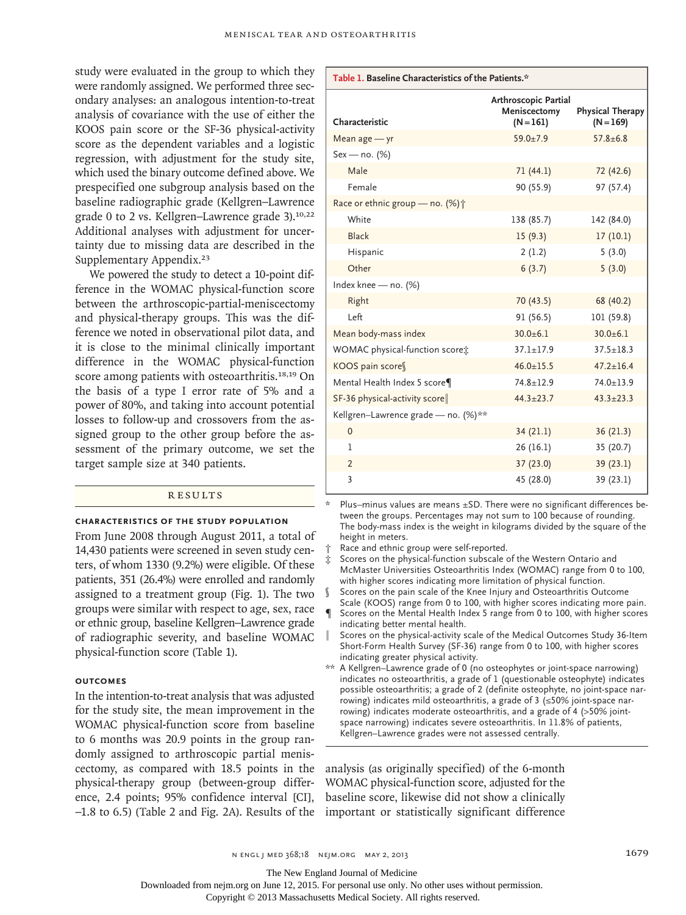study were evaluated in the group to which they were randomly assigned. We performed three secondary analyses: an analogous intention-to-treat analysis of covariance with the use of either the KOOS pain score or the SF-36 physical-activity score as the dependent variables and a logistic regression, with adjustment for the study site, which used the binary outcome defined above. We prespecified one subgroup analysis based on the baseline radiographic grade (Kellgren–Lawrence grade 0 to 2 vs. Kellgren–Lawrence grade 3).[10,22] Additional analyses with adjustment for uncertainty due to missing data are described in the Supplementary Appendix.[23]

We powered the study to detect a 10-point difference in the WOMAC physical-function score between the arthroscopic-partial-meniscectomy and physical-therapy groups. This was the difference we noted in observational pilot data, and it is close to the minimal clinically important difference in the WOMAC physical-function score among patients with osteoarthritis.[18,19] On the basis of a type I error rate of 5% and a power of 80%, and taking into account potential losses to follow-up and crossovers from the assigned group to the other group before the assessment of the primary outcome, we set the target sample size at 340 patients.

## RESULTS

### CHARACTERISTICS OF THE STUDY POPULATION

From June 2008 through August 2011, a total of 14,430 patients were screened in seven study centers, of whom 1330 (9.2%) were eligible. Of these patients, 351 (26.4%) were enrolled and randomly assigned to a treatment group (Fig. 1). The two groups were similar with respect to age, sex, race or ethnic group, baseline Kellgren–Lawrence grade of radiographic severity, and baseline WOMAC physical-function score (Table 1).

**Table 1. Baseline Characteristics of the Patients.***

| Characteristic | Arthroscopic Partial Meniscectomy (N=161) | Physical Therapy (N=169) |
|---|---|---|
| Mean age — yr | 59.0±7.9 | 57.8±6.8 |
| Sex — no. (%) | | |
| Male | 71 (44.1) | 72 (42.6) |
| Female | 90 (55.9) | 97 (57.4) |
| Race or ethnic group — no. (%)† | | |
| White | 138 (85.7) | 142 (84.0) |
| Black | 15 (9.3) | 17 (10.1) |
| Hispanic | 2 (1.2) | 5 (3.0) |
| Other | 6 (3.7) | 5 (3.0) |
| Index knee — no. (%) | | |
| Right | 70 (43.5) | 68 (40.2) |
| Left | 91 (56.5) | 101 (59.8) |
| Mean body-mass index | 30.0±6.1 | 30.0±6.1 |
| WOMAC physical-function score‡ | 37.1±17.9 | 37.5±18.3 |
| KOOS pain score§ | 46.0±15.5 | 47.2±16.4 |
| Mental Health Index 5 score¶ | 74.8±12.9 | 74.0±13.9 |
| SF-36 physical-activity score‖ | 44.3±23.7 | 43.3±23.3 |
| Kellgren–Lawrence grade — no. (%)** | | |
| 0 | 34 (21.1) | 36 (21.3) |
| 1 | 26 (16.1) | 35 (20.7) |
| 2 | 37 (23.0) | 39 (23.1) |
| 3 | 45 (28.0) | 39 (23.1) |

\* Plus–minus values are means ±SD. There were no significant differences between the groups. Percentages may not sum to 100 because of rounding. The body-mass index is the weight in kilograms divided by the square of the height in meters.

† Race and ethnic group were self-reported.

‡ Scores on the physical-function subscale of the Western Ontario and McMaster Universities Osteoarthritis Index (WOMAC) range from 0 to 100, with higher scores indicating more limitation of physical function.

§ Scores on the pain scale of the Knee Injury and Osteoarthritis Outcome Scale (KOOS) range from 0 to 100, with higher scores indicating more pain.

¶ Scores on the Mental Health Index 5 range from 0 to 100, with higher scores indicating better mental health.

‖ Scores on the physical-activity scale of the Medical Outcomes Study 36-Item Short-Form Health Survey (SF-36) range from 0 to 100, with higher scores indicating greater physical activity.

** A Kellgren–Lawrence grade of 0 (no osteophytes or joint-space narrowing) indicates no osteoarthritis, a grade of 1 (questionable osteophyte) indicates possible osteoarthritis; a grade of 2 (definite osteophyte, no joint-space narrowing) indicates mild osteoarthritis, a grade of 3 (≤50% joint-space narrowing) indicates moderate osteoarthritis, and a grade of 4 (>50% joint-space narrowing) indicates severe osteoarthritis. In 11.8% of patients, Kellgren–Lawrence grades were not assessed centrally.

### OUTCOMES

In the intention-to-treat analysis that was adjusted for the study site, the mean improvement in the WOMAC physical-function score from baseline to 6 months was 20.9 points in the group randomly assigned to arthroscopic partial meniscectomy, as compared with 18.5 points in the physical-therapy group (between-group difference, 2.4 points; 95% confidence interval [CI], –1.8 to 6.5) (Table 2 and Fig. 2A). Results of the analysis (as originally specified) of the 6-month WOMAC physical-function score, adjusted for the baseline score, likewise did not show a clinically important or statistically significant difference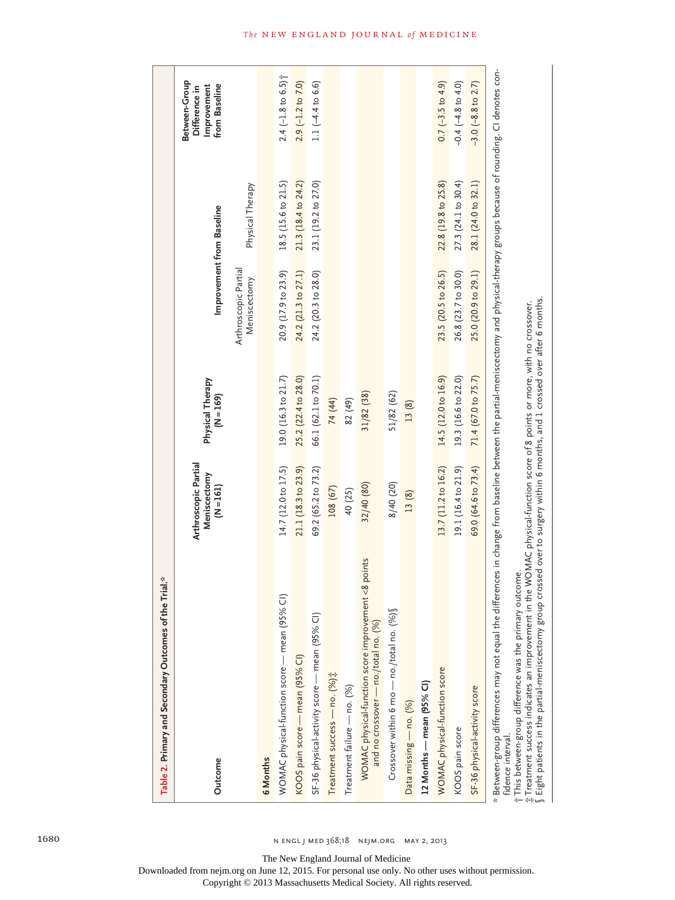**Table 2.** Primary and Secondary Outcomes of the Trial.*

| Outcome | Arthroscopic Partial Meniscectomy (N=161) | Physical Therapy (N=169) | Improvement from Baseline | | Between-Group Difference in Improvement from Baseline |
|---|---|---|---|---|---|
| | | | Arthroscopic Partial Meniscectomy | Physical Therapy | |
| **6 Months** | | | | | |
| WOMAC physical-function score — mean (95% CI) | 14.7 (12.0 to 17.5) | 19.0 (16.3 to 21.7) | 20.9 (17.9 to 23.9) | 18.5 (15.6 to 21.5) | 2.4 (−1.8 to 6.5)† |
| KOOS pain score — mean (95% CI) | 21.1 (18.3 to 23.9) | 25.2 (22.4 to 28.0) | 24.2 (21.3 to 27.1) | 21.3 (18.4 to 24.2) | 2.9 (−1.2 to 7.0) |
| SF-36 physical-activity score — mean (95% CI) | 69.2 (65.2 to 73.2) | 66.1 (62.1 to 70.1) | 24.2 (20.3 to 28.0) | 23.1 (19.2 to 27.0) | 1.1 (−4.4 to 6.6) |
| Treatment success — no. (%)‡ | 108 (67) | 74 (44) | | | |
| Treatment failure — no. (%) | 40 (25) | 82 (49) | | | |
| WOMAC physical-function score improvement <8 points and no crossover — no./total no. (%) | 32/40 (80) | 31/82 (38) | | | |
| Crossover within 6 mo — no./total no. (%)§ | 8/40 (20) | 51/82 (62) | | | |
| Data missing — no. (%) | 13 (8) | 13 (8) | | | |
| **12 Months — mean (95% CI)** | | | | | |
| WOMAC physical-function score | 13.7 (11.2 to 16.2) | 14.5 (12.0 to 16.9) | 23.5 (20.5 to 26.5) | 22.8 (19.8 to 25.8) | 0.7 (−3.5 to 4.9) |
| KOOS pain score | 19.1 (16.4 to 21.9) | 19.3 (16.6 to 22.0) | 26.8 (23.7 to 30.0) | 27.3 (24.1 to 30.4) | −0.4 (−4.8 to 4.0) |
| SF-36 physical-activity score | 69.0 (64.6 to 73.4) | 71.4 (67.0 to 75.7) | 25.0 (20.9 to 29.1) | 28.1 (24.0 to 32.1) | −3.0 (−8.8 to 2.7) |

\* Between-group differences may not equal the differences in change from baseline between the partial-meniscectomy and physical-therapy groups because of rounding. CI denotes confidence interval.

† This between-group difference was the primary outcome.

‡ Treatment success indicates an improvement in the WOMAC physical-function score of 8 points or more, with no crossover.

§ Eight patients in the partial-meniscectomy group crossed over to surgery within 6 months, and 1 crossed over after 6 months.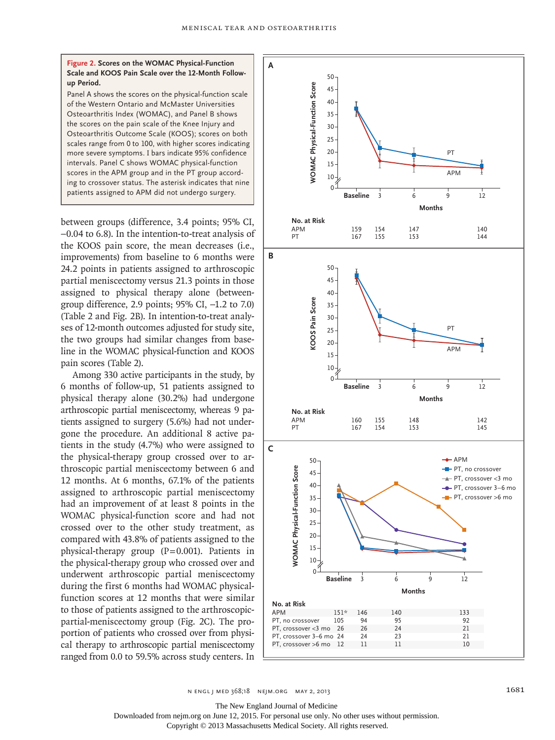**Figure 2. Scores on the WOMAC Physical-Function Scale and KOOS Pain Scale over the 12-Month Follow-up Period.**

Panel A shows the scores on the physical-function scale of the Western Ontario and McMaster Universities Osteoarthritis Index (WOMAC), and Panel B shows the scores on the pain scale of the Knee Injury and Osteoarthritis Outcome Scale (KOOS); scores on both scales range from 0 to 100, with higher scores indicating more severe symptoms. I bars indicate 95% confidence intervals. Panel C shows WOMAC physical-function scores in the APM group and in the PT group according to crossover status. The asterisk indicates that nine patients assigned to APM did not undergo surgery.

**A — No. at Risk**

| | Baseline | 3 | 6 | 12 |
|---|---|---|---|---|
| APM | 159 | 154 | 147 | 140 |
| PT | 167 | 155 | 153 | 144 |

**B — No. at Risk**

| | Baseline | 3 | 6 | 12 |
|---|---|---|---|---|
| APM | 160 | 155 | 148 | 142 |
| PT | 167 | 154 | 153 | 145 |

**C — No. at Risk**

| | Baseline | 3 | 6 | 12 |
|---|---|---|---|---|
| APM | 151* | 146 | 140 | 133 |
| PT, no crossover | 105 | 94 | 95 | 92 |
| PT, crossover <3 mo | 26 | 26 | 24 | 21 |
| PT, crossover 3–6 mo | 24 | 24 | 23 | 21 |
| PT, crossover >6 mo | 12 | 11 | 11 | 10 |

between groups (difference, 3.4 points; 95% CI, −0.04 to 6.8). In the intention-to-treat analysis of the KOOS pain score, the mean decreases (i.e., improvements) from baseline to 6 months were 24.2 points in patients assigned to arthroscopic partial meniscectomy versus 21.3 points in those assigned to physical therapy alone (between-group difference, 2.9 points; 95% CI, −1.2 to 7.0) (Table 2 and Fig. 2B). In intention-to-treat analyses of 12-month outcomes adjusted for study site, the two groups had similar changes from baseline in the WOMAC physical-function and KOOS pain scores (Table 2).

Among 330 active participants in the study, by 6 months of follow-up, 51 patients assigned to physical therapy alone (30.2%) had undergone arthroscopic partial meniscectomy, whereas 9 patients assigned to surgery (5.6%) had not undergone the procedure. An additional 8 active patients in the study (4.7%) who were assigned to the physical-therapy group crossed over to arthroscopic partial meniscectomy between 6 and 12 months. At 6 months, 67.1% of the patients assigned to arthroscopic partial meniscectomy had an improvement of at least 8 points in the WOMAC physical-function score and had not crossed over to the other study treatment, as compared with 43.8% of patients assigned to the physical-therapy group ($P=0.001$). Patients in the physical-therapy group who crossed over and underwent arthroscopic partial meniscectomy during the first 6 months had WOMAC physical-function scores at 12 months that were similar to those of patients assigned to the arthroscopic-partial-meniscectomy group (Fig. 2C). The proportion of patients who crossed over from physical therapy to arthroscopic partial meniscectomy ranged from 0.0 to 59.5% across study centers. In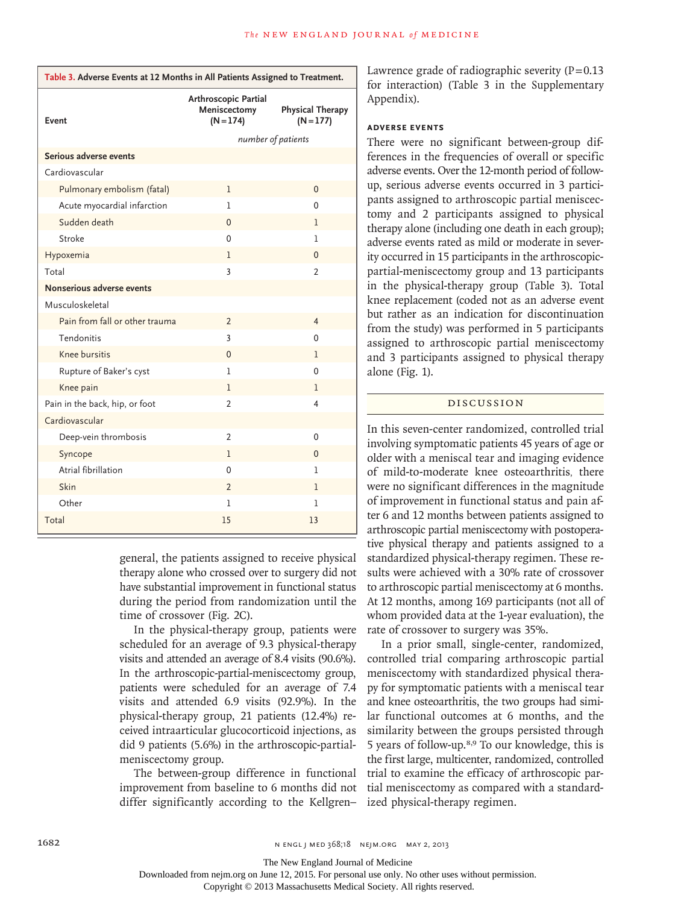**Table 3. Adverse Events at 12 Months in All Patients Assigned to Treatment.**

| Event | Arthroscopic Partial Meniscectomy (N=174) | Physical Therapy (N=177) |
|---|---|---|
| | *number of patients* | |
| **Serious adverse events** | | |
| Cardiovascular | | |
| Pulmonary embolism (fatal) | 1 | 0 |
| Acute myocardial infarction | 1 | 0 |
| Sudden death | 0 | 1 |
| Stroke | 0 | 1 |
| Hypoxemia | 1 | 0 |
| Total | 3 | 2 |
| **Nonserious adverse events** | | |
| Musculoskeletal | | |
| Pain from fall or other trauma | 2 | 4 |
| Tendonitis | 3 | 0 |
| Knee bursitis | 0 | 1 |
| Rupture of Baker's cyst | 1 | 0 |
| Knee pain | 1 | 1 |
| Pain in the back, hip, or foot | 2 | 4 |
| Cardiovascular | | |
| Deep-vein thrombosis | 2 | 0 |
| Syncope | 1 | 0 |
| Atrial fibrillation | 0 | 1 |
| Skin | 2 | 1 |
| Other | 1 | 1 |
| Total | 15 | 13 |

general, the patients assigned to receive physical therapy alone who crossed over to surgery did not have substantial improvement in functional status during the period from randomization until the time of crossover (Fig. 2C).

In the physical-therapy group, patients were scheduled for an average of 9.3 physical-therapy visits and attended an average of 8.4 visits (90.6%). In the arthroscopic-partial-meniscectomy group, patients were scheduled for an average of 7.4 visits and attended 6.9 visits (92.9%). In the physical-therapy group, 21 patients (12.4%) received intraarticular glucocorticoid injections, as did 9 patients (5.6%) in the arthroscopic-partial-meniscectomy group.

The between-group difference in functional improvement from baseline to 6 months did not differ significantly according to the Kellgren–Lawrence grade of radiographic severity ($P=0.13$ for interaction) (Table 3 in the Supplementary Appendix).

### ADVERSE EVENTS

There were no significant between-group differences in the frequencies of overall or specific adverse events. Over the 12-month period of follow-up, serious adverse events occurred in 3 participants assigned to arthroscopic partial meniscectomy and 2 participants assigned to physical therapy alone (including one death in each group); adverse events rated as mild or moderate in severity occurred in 15 participants in the arthroscopic-partial-meniscectomy group and 13 participants in the physical-therapy group (Table 3). Total knee replacement (coded not as an adverse event but rather as an indication for discontinuation from the study) was performed in 5 participants assigned to arthroscopic partial meniscectomy and 3 participants assigned to physical therapy alone (Fig. 1).

## DISCUSSION

In this seven-center randomized, controlled trial involving symptomatic patients 45 years of age or older with a meniscal tear and imaging evidence of mild-to-moderate knee osteoarthritis, there were no significant differences in the magnitude of improvement in functional status and pain after 6 and 12 months between patients assigned to arthroscopic partial meniscectomy with postoperative physical therapy and patients assigned to a standardized physical-therapy regimen. These results were achieved with a 30% rate of crossover to arthroscopic partial meniscectomy at 6 months. At 12 months, among 169 participants (not all of whom provided data at the 1-year evaluation), the rate of crossover to surgery was 35%.

In a prior small, single-center, randomized, controlled trial comparing arthroscopic partial meniscectomy with standardized physical therapy for symptomatic patients with a meniscal tear and knee osteoarthritis, the two groups had similar functional outcomes at 6 months, and the similarity between the groups persisted through 5 years of follow-up.[8,9] To our knowledge, this is the first large, multicenter, randomized, controlled trial to examine the efficacy of arthroscopic partial meniscectomy as compared with a standardized physical-therapy regimen.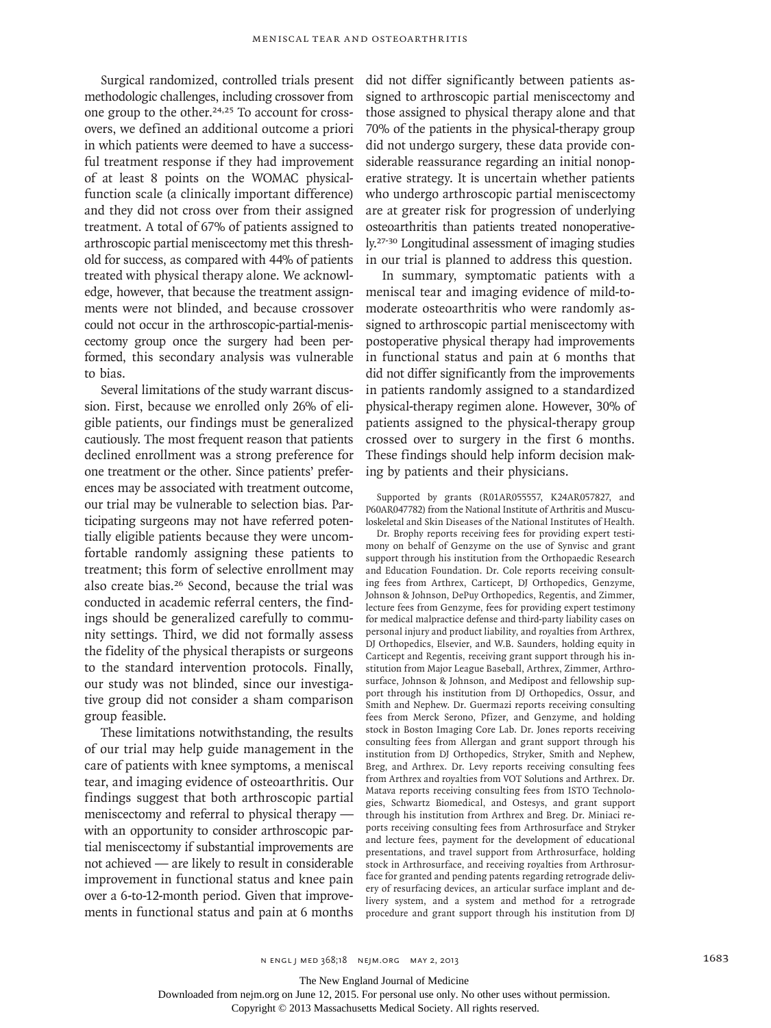Surgical randomized, controlled trials present methodologic challenges, including crossover from one group to the other.[24,25] To account for crossovers, we defined an additional outcome a priori in which patients were deemed to have a successful treatment response if they had improvement of at least 8 points on the WOMAC physical-function scale (a clinically important difference) and they did not cross over from their assigned treatment. A total of 67% of patients assigned to arthroscopic partial meniscectomy met this threshold for success, as compared with 44% of patients treated with physical therapy alone. We acknowledge, however, that because the treatment assignments were not blinded, and because crossover could not occur in the arthroscopic-partial-meniscectomy group once the surgery had been performed, this secondary analysis was vulnerable to bias.

Several limitations of the study warrant discussion. First, because we enrolled only 26% of eligible patients, our findings must be generalized cautiously. The most frequent reason that patients declined enrollment was a strong preference for one treatment or the other. Since patients' preferences may be associated with treatment outcome, our trial may be vulnerable to selection bias. Participating surgeons may not have referred potentially eligible patients because they were uncomfortable randomly assigning these patients to treatment; this form of selective enrollment may also create bias.[26] Second, because the trial was conducted in academic referral centers, the findings should be generalized carefully to community settings. Third, we did not formally assess the fidelity of the physical therapists or surgeons to the standard intervention protocols. Finally, our study was not blinded, since our investigative group did not consider a sham comparison group feasible.

These limitations notwithstanding, the results of our trial may help guide management in the care of patients with knee symptoms, a meniscal tear, and imaging evidence of osteoarthritis. Our findings suggest that both arthroscopic partial meniscectomy and referral to physical therapy — with an opportunity to consider arthroscopic partial meniscectomy if substantial improvements are not achieved — are likely to result in considerable improvement in functional status and knee pain over a 6-to-12-month period. Given that improvements in functional status and pain at 6 months did not differ significantly between patients assigned to arthroscopic partial meniscectomy and those assigned to physical therapy alone and that 70% of the patients in the physical-therapy group did not undergo surgery, these data provide considerable reassurance regarding an initial nonoperative strategy. It is uncertain whether patients who undergo arthroscopic partial meniscectomy are at greater risk for progression of underlying osteoarthritis than patients treated nonoperatively.[27-30] Longitudinal assessment of imaging studies in our trial is planned to address this question.

In summary, symptomatic patients with a meniscal tear and imaging evidence of mild-to-moderate osteoarthritis who were randomly assigned to arthroscopic partial meniscectomy with postoperative physical therapy had improvements in functional status and pain at 6 months that did not differ significantly from the improvements in patients randomly assigned to a standardized physical-therapy regimen alone. However, 30% of patients assigned to the physical-therapy group crossed over to surgery in the first 6 months. These findings should help inform decision making by patients and their physicians.

Supported by grants (R01AR055557, K24AR057827, and P60AR047782) from the National Institute of Arthritis and Musculoskeletal and Skin Diseases of the National Institutes of Health.

Dr. Brophy reports receiving fees for providing expert testimony on behalf of Genzyme on the use of Synvisc and grant support through his institution from the Orthopaedic Research and Education Foundation. Dr. Cole reports receiving consulting fees from Arthrex, Carticept, DJ Orthopedics, Genzyme, Johnson & Johnson, DePuy Orthopedics, Regentis, and Zimmer, lecture fees from Genzyme, fees for providing expert testimony for medical malpractice defense and third-party liability cases on personal injury and product liability, and royalties from Arthrex, DJ Orthopedics, Elsevier, and W.B. Saunders, holding equity in Carticept and Regentis, receiving grant support through his institution from Major League Baseball, Arthrex, Zimmer, Arthrosurface, Johnson & Johnson, and Medipost and fellowship support through his institution from DJ Orthopedics, Ossur, and Smith and Nephew. Dr. Guermazi reports receiving consulting fees from Merck Serono, Pfizer, and Genzyme, and holding stock in Boston Imaging Core Lab. Dr. Jones reports receiving consulting fees from Allergan and grant support through his institution from DJ Orthopedics, Stryker, Smith and Nephew, Breg, and Arthrex. Dr. Levy reports receiving consulting fees from Arthrex and royalties from VOT Solutions and Arthrex. Dr. Matava reports receiving consulting fees from ISTO Technologies, Schwartz Biomedical, and Ostesys, and grant support through his institution from Arthrex and Breg. Dr. Miniaci reports receiving consulting fees from Arthrosurface and Stryker and lecture fees, payment for the development of educational presentations, and travel support from Arthrosurface, holding stock in Arthrosurface, and receiving royalties from Arthrosurface for granted and pending patents regarding retrograde delivery of resurfacing devices, an articular surface implant and delivery system, and a system and method for a retrograde procedure and grant support through his institution from DJ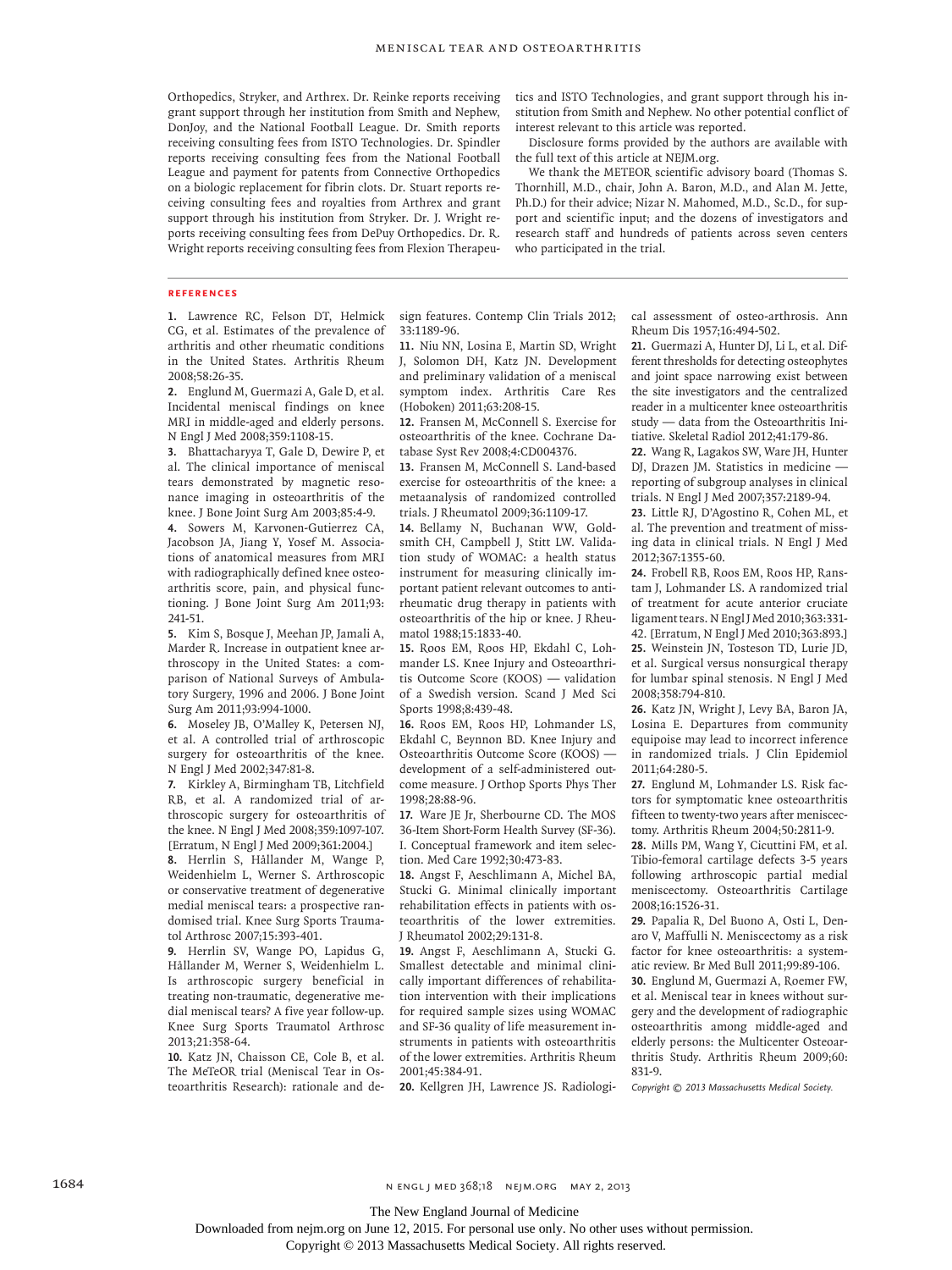Orthopedics, Stryker, and Arthrex. Dr. Reinke reports receiving grant support through her institution from Smith and Nephew, DonJoy, and the National Football League. Dr. Smith reports receiving consulting fees from ISTO Technologies. Dr. Spindler reports receiving consulting fees from the National Football League and payment for patents from Connective Orthopedics on a biologic replacement for fibrin clots. Dr. Stuart reports receiving consulting fees and royalties from Arthrex and grant support through his institution from Stryker. Dr. J. Wright reports receiving consulting fees from DePuy Orthopedics. Dr. R. Wright reports receiving consulting fees from Flexion Therapeutics and ISTO Technologies, and grant support through his institution from Smith and Nephew. No other potential conflict of interest relevant to this article was reported.

Disclosure forms provided by the authors are available with the full text of this article at NEJM.org.

We thank the METEOR scientific advisory board (Thomas S. Thornhill, M.D., chair, John A. Baron, M.D., and Alan M. Jette, Ph.D.) for their advice; Nizar N. Mahomed, M.D., Sc.D., for support and scientific input; and the dozens of investigators and research staff and hundreds of patients across seven centers who participated in the trial.

## References

1. Lawrence RC, Felson DT, Helmick CG, et al. Estimates of the prevalence of arthritis and other rheumatic conditions in the United States. Arthritis Rheum 2008;58:26-35.
2. Englund M, Guermazi A, Gale D, et al. Incidental meniscal findings on knee MRI in middle-aged and elderly persons. N Engl J Med 2008;359:1108-15.
3. Bhattacharyya T, Gale D, Dewire P, et al. The clinical importance of meniscal tears demonstrated by magnetic resonance imaging in osteoarthritis of the knee. J Bone Joint Surg Am 2003;85:4-9.
4. Sowers M, Karvonen-Gutierrez CA, Jacobson JA, Jiang Y, Yosef M. Associations of anatomical measures from MRI with radiographically defined knee osteoarthritis score, pain, and physical functioning. J Bone Joint Surg Am 2011;93:241-51.
5. Kim S, Bosque J, Meehan JP, Jamali A, Marder R. Increase in outpatient knee arthroscopy in the United States: a comparison of National Surveys of Ambulatory Surgery, 1996 and 2006. J Bone Joint Surg Am 2011;93:994-1000.
6. Moseley JB, O'Malley K, Petersen NJ, et al. A controlled trial of arthroscopic surgery for osteoarthritis of the knee. N Engl J Med 2002;347:81-8.
7. Kirkley A, Birmingham TB, Litchfield RB, et al. A randomized trial of arthroscopic surgery for osteoarthritis of the knee. N Engl J Med 2008;359:1097-107. [Erratum, N Engl J Med 2009;361:2004.]
8. Herrlin S, Hållander M, Wange P, Weidenhielm L, Werner S. Arthroscopic or conservative treatment of degenerative medial meniscal tears: a prospective randomised trial. Knee Surg Sports Traumatol Arthrosc 2007;15:393-401.
9. Herrlin SV, Wange PO, Lapidus G, Hållander M, Werner S, Weidenhielm L. Is arthroscopic surgery beneficial in treating non-traumatic, degenerative medial meniscal tears? A five year follow-up. Knee Surg Sports Traumatol Arthrosc 2013;21:358-64.
10. Katz JN, Chaisson CE, Cole B, et al. The MeTeOR trial (Meniscal Tear in Osteoarthritis Research): rationale and design features. Contemp Clin Trials 2012;33:1189-96.
11. Niu NN, Losina E, Martin SD, Wright J, Solomon DH, Katz JN. Development and preliminary validation of a meniscal symptom index. Arthritis Care Res (Hoboken) 2011;63:208-15.
12. Fransen M, McConnell S. Exercise for osteoarthritis of the knee. Cochrane Database Syst Rev 2008;4:CD004376.
13. Fransen M, McConnell S. Land-based exercise for osteoarthritis of the knee: a metaanalysis of randomized controlled trials. J Rheumatol 2009;36:1109-17.
14. Bellamy N, Buchanan WW, Goldsmith CH, Campbell J, Stitt LW. Validation study of WOMAC: a health status instrument for measuring clinically important patient relevant outcomes to antirheumatic drug therapy in patients with osteoarthritis of the hip or knee. J Rheumatol 1988;15:1833-40.
15. Roos EM, Roos HP, Ekdahl C, Lohmander LS. Knee Injury and Osteoarthritis Outcome Score (KOOS) — validation of a Swedish version. Scand J Med Sci Sports 1998;8:439-48.
16. Roos EM, Roos HP, Lohmander LS, Ekdahl C, Beynnon BD. Knee Injury and Osteoarthritis Outcome Score (KOOS) — development of a self-administered outcome measure. J Orthop Sports Phys Ther 1998;28:88-96.
17. Ware JE Jr, Sherbourne CD. The MOS 36-Item Short-Form Health Survey (SF-36). I. Conceptual framework and item selection. Med Care 1992;30:473-83.
18. Angst F, Aeschlimann A, Michel BA, Stucki G. Minimal clinically important rehabilitation effects in patients with osteoarthritis of the lower extremities. J Rheumatol 2002;29:131-8.
19. Angst F, Aeschlimann A, Stucki G. Smallest detectable and minimal clinically important differences of rehabilitation intervention with their implications for required sample sizes using WOMAC and SF-36 quality of life measurement instruments in patients with osteoarthritis of the lower extremities. Arthritis Rheum 2001;45:384-91.
20. Kellgren JH, Lawrence JS. Radiological assessment of osteo-arthrosis. Ann Rheum Dis 1957;16:494-502.
21. Guermazi A, Hunter DJ, Li L, et al. Different thresholds for detecting osteophytes and joint space narrowing exist between the site investigators and the centralized reader in a multicenter knee osteoarthritis study — data from the Osteoarthritis Initiative. Skeletal Radiol 2012;41:179-86.
22. Wang R, Lagakos SW, Ware JH, Hunter DJ, Drazen JM. Statistics in medicine — reporting of subgroup analyses in clinical trials. N Engl J Med 2007;357:2189-94.
23. Little RJ, D'Agostino R, Cohen ML, et al. The prevention and treatment of missing data in clinical trials. N Engl J Med 2012;367:1355-60.
24. Frobell RB, Roos EM, Roos HP, Ranstam J, Lohmander LS. A randomized trial of treatment for acute anterior cruciate ligament tears. N Engl J Med 2010;363:331-42. [Erratum, N Engl J Med 2010;363:893.]
25. Weinstein JN, Tosteson TD, Lurie JD, et al. Surgical versus nonsurgical therapy for lumbar spinal stenosis. N Engl J Med 2008;358:794-810.
26. Katz JN, Wright J, Levy BA, Baron JA, Losina E. Departures from community equipoise may lead to incorrect inference in randomized trials. J Clin Epidemiol 2011;64:280-5.
27. Englund M, Lohmander LS. Risk factors for symptomatic knee osteoarthritis fifteen to twenty-two years after meniscectomy. Arthritis Rheum 2004;50:2811-9.
28. Mills PM, Wang Y, Cicuttini FM, et al. Tibio-femoral cartilage defects 3-5 years following arthroscopic partial medial meniscectomy. Osteoarthritis Cartilage 2008;16:1526-31.
29. Papalia R, Del Buono A, Osti L, Denaro V, Maffulli N. Meniscectomy as a risk factor for knee osteoarthritis: a systematic review. Br Med Bull 2011;99:89-106.
30. Englund M, Guermazi A, Roemer FW, et al. Meniscal tear in knees without surgery and the development of radiographic osteoarthritis among middle-aged and elderly persons: the Multicenter Osteoarthritis Study. Arthritis Rheum 2009;60:831-9.

*Copyright © 2013 Massachusetts Medical Society.*